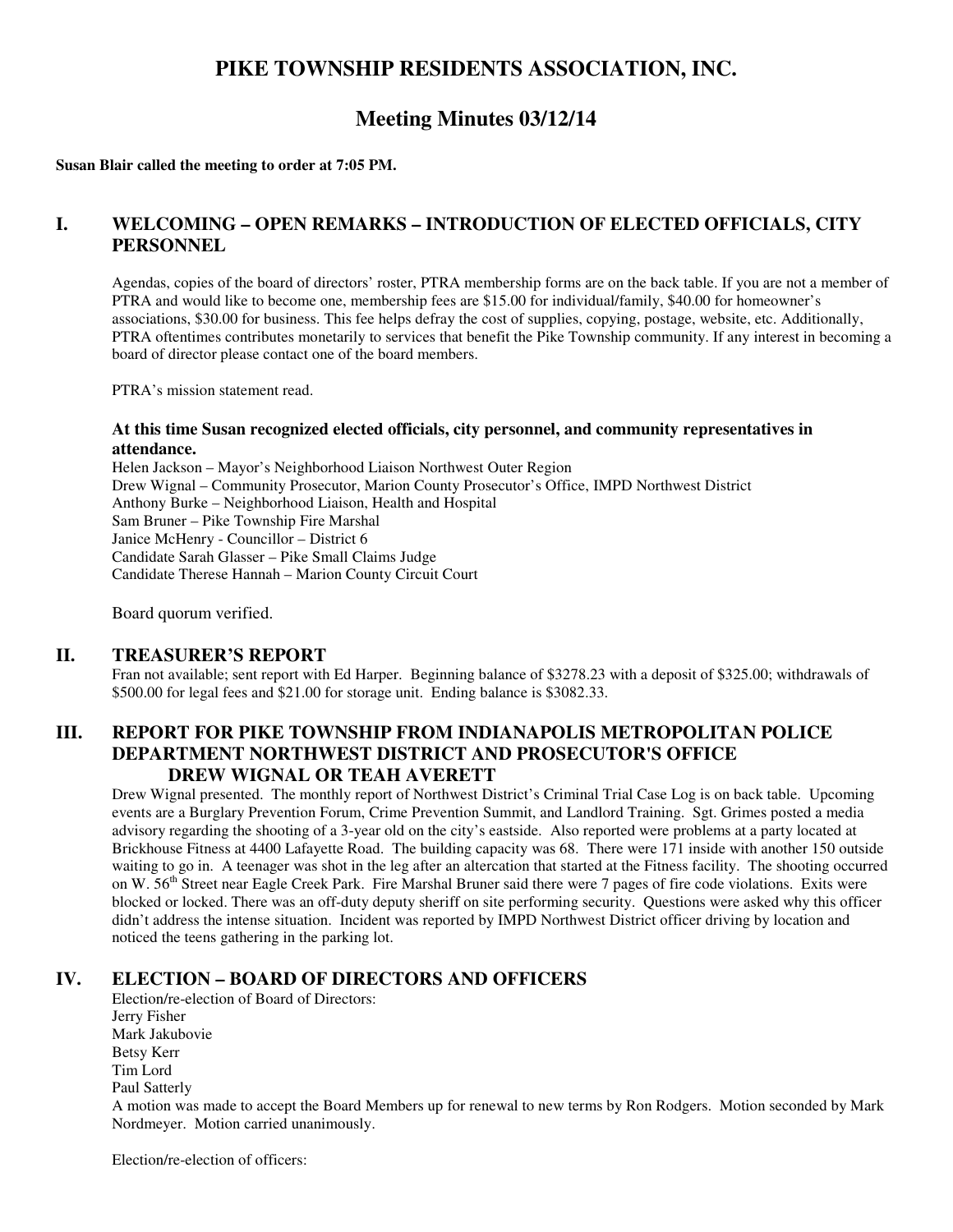# PIKE TOWNSHIP RESIDENTS ASSOCIATION, INC.

## Meeting Minutes 03/12/14

**Susan Blair called the meeting to order at 7:05 PM.**

## I. WELCOMING – OPEN REMARKS – INTRODUCTION OF ELECTED OFFICIALS, CITY PERSONNEL

Agendas, copies of the board of directors' roster, PTRA membership forms are on the back table. If you are not a member of PTRA and would like to become one, membership fees are $15.00 for individual/family, $40.00 for homeowner's associations, $30.00 for business. This fee helps defray the cost of supplies, copying, postage, website, etc. Additionally, PTRA oftentimes contributes monetarily to services that benefit the Pike Township community. If any interest in becoming a board of director please contact one of the board members.

PTRA's mission statement read.

**At this time Susan recognized elected officials, city personnel, and community representatives in attendance.**

Helen Jackson – Mayor's Neighborhood Liaison Northwest Outer Region
Drew Wignal – Community Prosecutor, Marion County Prosecutor's Office, IMPD Northwest District
Anthony Burke – Neighborhood Liaison, Health and Hospital
Sam Bruner – Pike Township Fire Marshal
Janice McHenry - Councillor – District 6
Candidate Sarah Glasser – Pike Small Claims Judge
Candidate Therese Hannah – Marion County Circuit Court

Board quorum verified.

## II. TREASURER'S REPORT

Fran not available; sent report with Ed Harper. Beginning balance of $3278.23 with a deposit of $325.00; withdrawals of $500.00 for legal fees and $21.00 for storage unit. Ending balance is $3082.33.

## III. REPORT FOR PIKE TOWNSHIP FROM INDIANAPOLIS METROPOLITAN POLICE DEPARTMENT NORTHWEST DISTRICT AND PROSECUTOR'S OFFICE DREW WIGNAL OR TEAH AVERETT

Drew Wignal presented. The monthly report of Northwest District's Criminal Trial Case Log is on back table. Upcoming events are a Burglary Prevention Forum, Crime Prevention Summit, and Landlord Training. Sgt. Grimes posted a media advisory regarding the shooting of a 3-year old on the city's eastside. Also reported were problems at a party located at Brickhouse Fitness at 4400 Lafayette Road. The building capacity was 68. There were 171 inside with another 150 outside waiting to go in. A teenager was shot in the leg after an altercation that started at the Fitness facility. The shooting occurred on W. 56th Street near Eagle Creek Park. Fire Marshal Bruner said there were 7 pages of fire code violations. Exits were blocked or locked. There was an off-duty deputy sheriff on site performing security. Questions were asked why this officer didn't address the intense situation. Incident was reported by IMPD Northwest District officer driving by location and noticed the teens gathering in the parking lot.

## IV. ELECTION – BOARD OF DIRECTORS AND OFFICERS

Election/re-election of Board of Directors:
Jerry Fisher
Mark Jakubovie
Betsy Kerr
Tim Lord
Paul Satterly

A motion was made to accept the Board Members up for renewal to new terms by Ron Rodgers. Motion seconded by Mark Nordmeyer. Motion carried unanimously.

Election/re-election of officers: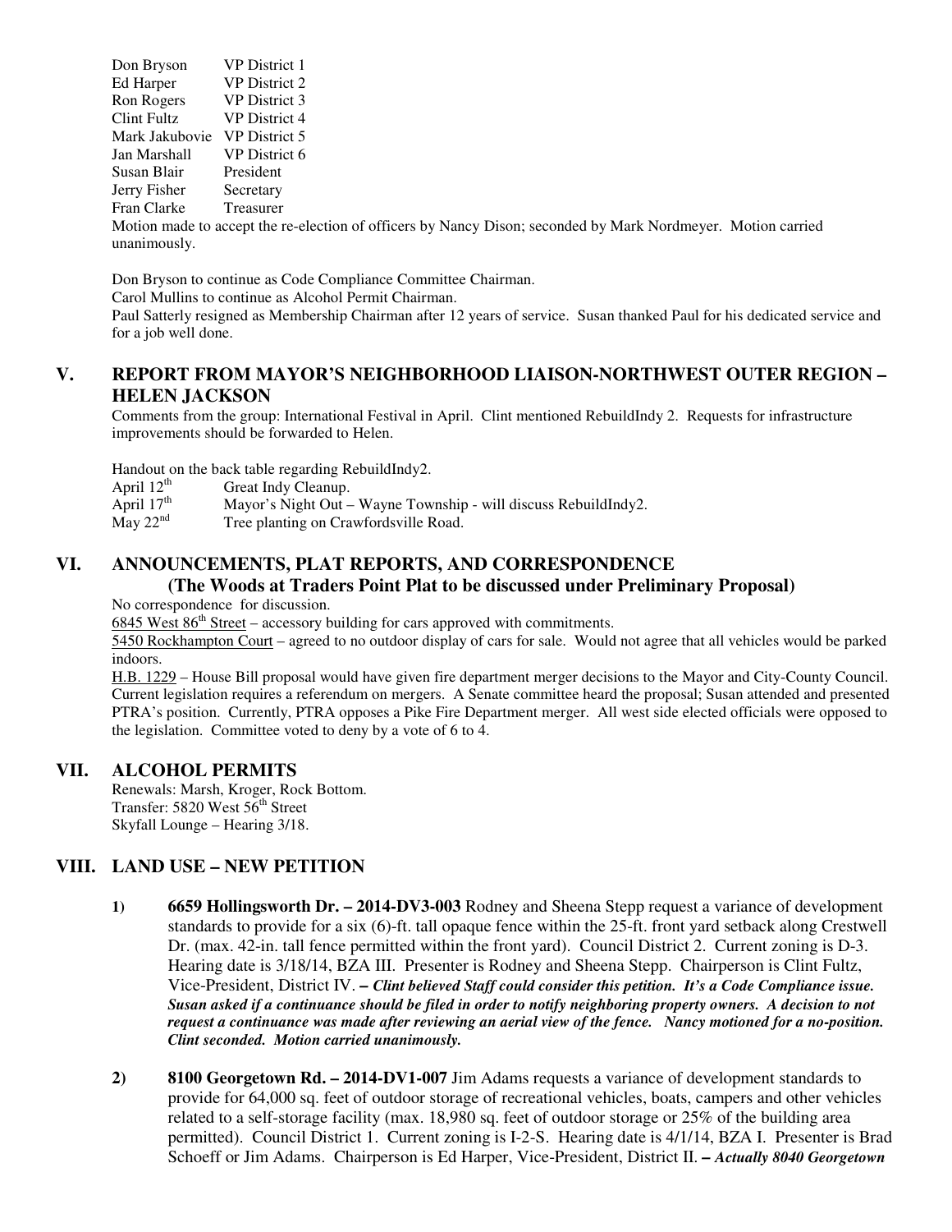| | |
|---|---|
| Don Bryson | VP District 1 |
| Ed Harper | VP District 2 |
| Ron Rogers | VP District 3 |
| Clint Fultz | VP District 4 |
| Mark Jakubovie | VP District 5 |
| Jan Marshall | VP District 6 |
| Susan Blair | President |
| Jerry Fisher | Secretary |
| Fran Clarke | Treasurer |

Motion made to accept the re-election of officers by Nancy Dison; seconded by Mark Nordmeyer. Motion carried unanimously.

Don Bryson to continue as Code Compliance Committee Chairman.
Carol Mullins to continue as Alcohol Permit Chairman.
Paul Satterly resigned as Membership Chairman after 12 years of service. Susan thanked Paul for his dedicated service and for a job well done.

## V. REPORT FROM MAYOR'S NEIGHBORHOOD LIAISON-NORTHWEST OUTER REGION – HELEN JACKSON

Comments from the group: International Festival in April. Clint mentioned RebuildIndy 2. Requests for infrastructure improvements should be forwarded to Helen.

Handout on the back table regarding RebuildIndy2.

| | |
|---|---|
| April 12th | Great Indy Cleanup. |
| April 17th | Mayor's Night Out – Wayne Township - will discuss RebuildIndy2. |
| May 22nd | Tree planting on Crawfordsville Road. |

## VI. ANNOUNCEMENTS, PLAT REPORTS, AND CORRESPONDENCE

**(The Woods at Traders Point Plat to be discussed under Preliminary Proposal)**

No correspondence for discussion.

6845 West 86th Street – accessory building for cars approved with commitments.

5450 Rockhampton Court – agreed to no outdoor display of cars for sale. Would not agree that all vehicles would be parked indoors.

H.B. 1229 – House Bill proposal would have given fire department merger decisions to the Mayor and City-County Council. Current legislation requires a referendum on mergers. A Senate committee heard the proposal; Susan attended and presented PTRA's position. Currently, PTRA opposes a Pike Fire Department merger. All west side elected officials were opposed to the legislation. Committee voted to deny by a vote of 6 to 4.

## VII. ALCOHOL PERMITS

Renewals: Marsh, Kroger, Rock Bottom.
Transfer: 5820 West 56th Street
Skyfall Lounge – Hearing 3/18.

## VIII. LAND USE – NEW PETITION

1) **6659 Hollingsworth Dr. – 2014-DV3-003** Rodney and Sheena Stepp request a variance of development standards to provide for a six (6)-ft. tall opaque fence within the 25-ft. front yard setback along Crestwell Dr. (max. 42-in. tall fence permitted within the front yard). Council District 2. Current zoning is D-3. Hearing date is 3/18/14, BZA III. Presenter is Rodney and Sheena Stepp. Chairperson is Clint Fultz, Vice-President, District IV. **– *Clint believed Staff could consider this petition. It's a Code Compliance issue. Susan asked if a continuance should be filed in order to notify neighboring property owners. A decision to not request a continuance was made after reviewing an aerial view of the fence. Nancy motioned for a no-position. Clint seconded. Motion carried unanimously.***

2) **8100 Georgetown Rd. – 2014-DV1-007** Jim Adams requests a variance of development standards to provide for 64,000 sq. feet of outdoor storage of recreational vehicles, boats, campers and other vehicles related to a self-storage facility (max. 18,980 sq. feet of outdoor storage or 25% of the building area permitted). Council District 1. Current zoning is I-2-S. Hearing date is 4/1/14, BZA I. Presenter is Brad Schoeff or Jim Adams. Chairperson is Ed Harper, Vice-President, District II. **– *Actually 8040 Georgetown***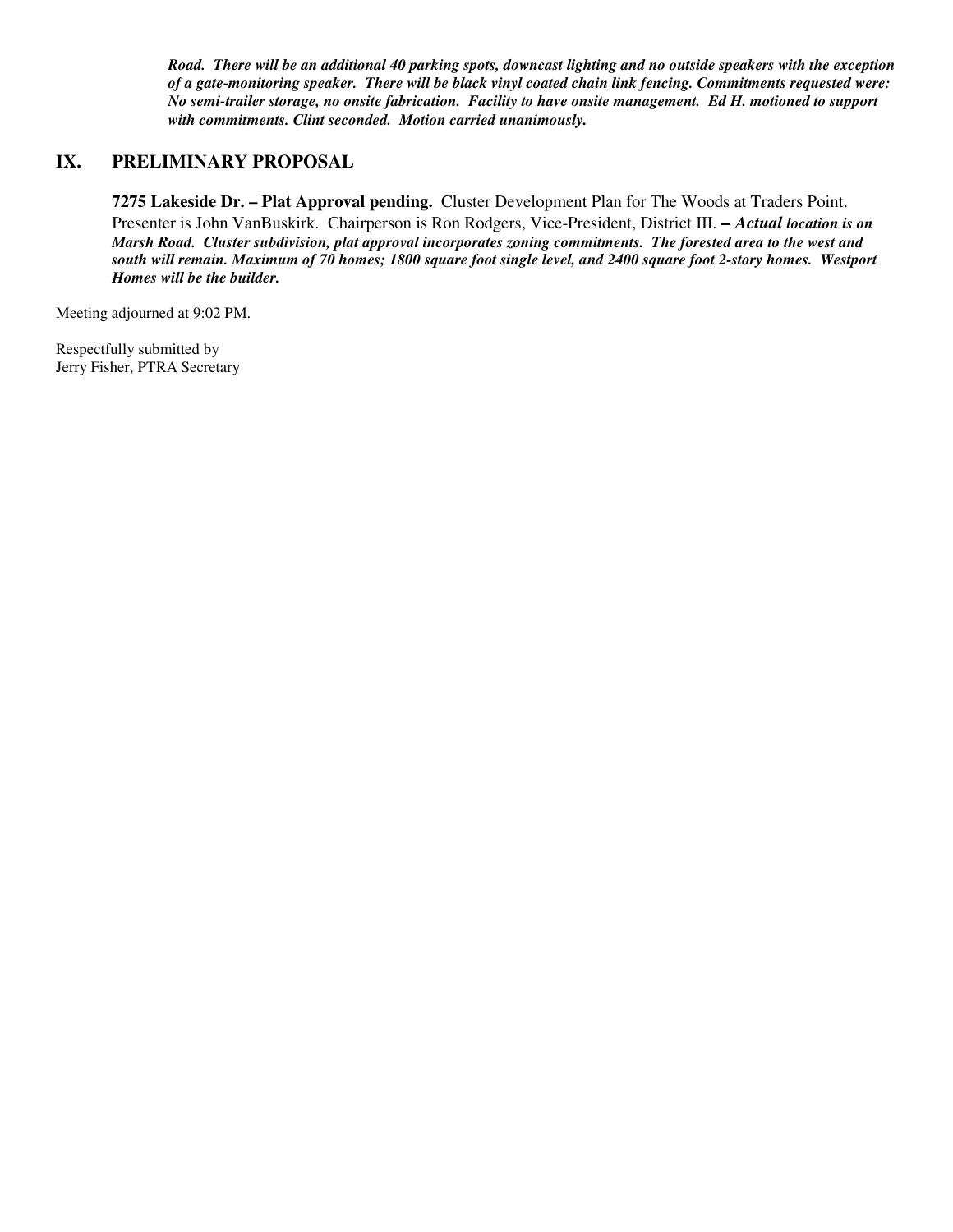***Road. There will be an additional 40 parking spots, downcast lighting and no outside speakers with the exception of a gate-monitoring speaker. There will be black vinyl coated chain link fencing. Commitments requested were: No semi-trailer storage, no onsite fabrication. Facility to have onsite management. Ed H. motioned to support with commitments. Clint seconded. Motion carried unanimously.***

## IX. PRELIMINARY PROPOSAL

**7275 Lakeside Dr. – Plat Approval pending.** Cluster Development Plan for The Woods at Traders Point. Presenter is John VanBuskirk. Chairperson is Ron Rodgers, Vice-President, District III. ***– Actual location is on Marsh Road. Cluster subdivision, plat approval incorporates zoning commitments. The forested area to the west and south will remain. Maximum of 70 homes; 1800 square foot single level, and 2400 square foot 2-story homes. Westport Homes will be the builder.***

Meeting adjourned at 9:02 PM.

Respectfully submitted by
Jerry Fisher, PTRA Secretary